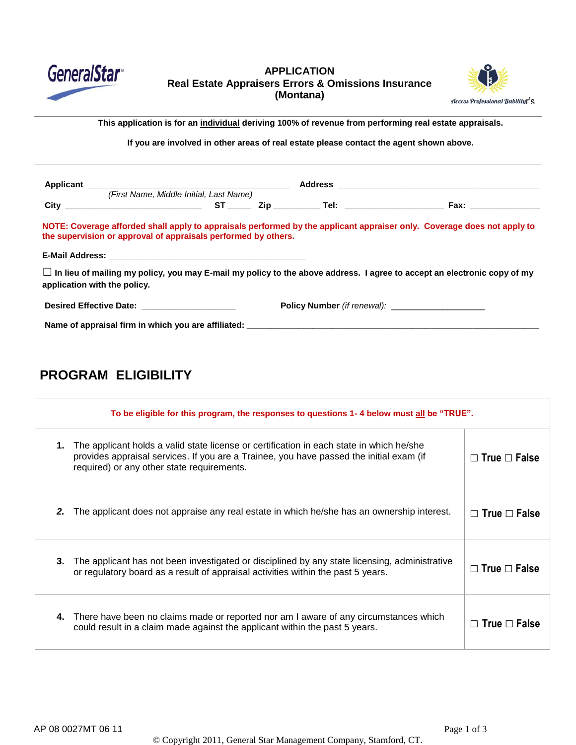GeneralStar

# APPLICATION
## Real Estate Appraisers Errors & Omissions Insurance
## (Montana)

Access Professional Liability's

**This application is for an <u>individual</u> deriving 100% of revenue from performing real estate appraisals.**

**If you are involved in other areas of real estate please contact the agent shown above.**

**Applicant** ________________________________________ **Address** ________________________________________
*(First Name, Middle Initial, Last Name)*

**City** ____________________________ **ST** _____ **Zip** __________ **Tel:** ____________________ **Fax:** _______________

**NOTE: Coverage afforded shall apply to appraisals performed by the applicant appraiser only. Coverage does not apply to the supervision or approval of appraisals performed by others.**

**E-Mail Address:** ________________________________________

☐ **In lieu of mailing my policy, you may E-mail my policy to the above address. I agree to accept an electronic copy of my application with the policy.**

**Desired Effective Date:** ____________________ **Policy Number** *(if renewal):* ____________________

**Name of appraisal firm in which you are affiliated:** ____________________________________________________________

## PROGRAM ELIGIBILITY

**To be eligible for this program, the responses to questions 1- 4 below must <u>all</u> be "TRUE".**

| | |
|---|---|
| **1.** The applicant holds a valid state license or certification in each state in which he/she provides appraisal services. If you are a Trainee, you have passed the initial exam (if required) or any other state requirements. | ☐ True ☐ False |
| ***2.*** The applicant does not appraise any real estate in which he/she has an ownership interest. | ☐ True ☐ False |
| **3.** The applicant has not been investigated or disciplined by any state licensing, administrative or regulatory board as a result of appraisal activities within the past 5 years. | ☐ True ☐ False |
| **4.** There have been no claims made or reported nor am I aware of any circumstances which could result in a claim made against the applicant within the past 5 years. | ☐ True ☐ False |

AP 08 0027MT 06 11

© Copyright 2011, General Star Management Company, Stamford, CT.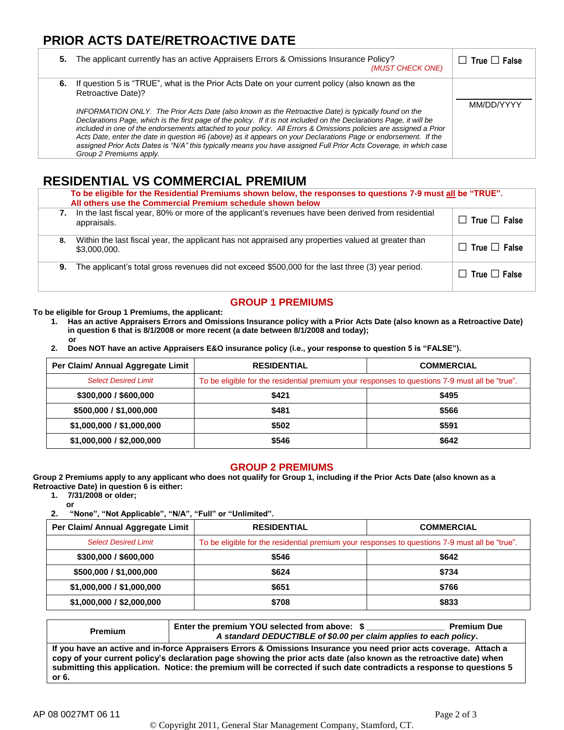## PRIOR ACTS DATE/RETROACTIVE DATE

| | |
|---|---|
| **5.** The applicant currently has an active Appraisers Errors & Omissions Insurance Policy? *(MUST CHECK ONE)* | ☐ True ☐ False |
| **6.** If question 5 is "TRUE", what is the Prior Acts Date on your current policy (also known as the Retroactive Date)?<br><br>*INFORMATION ONLY. The Prior Acts Date (also known as the Retroactive Date) is typically found on the Declarations Page, which is the first page of the policy. If it is not included on the Declarations Page, it will be included in one of the endorsements attached to your policy. All Errors & Omissions policies are assigned a Prior Acts Date, enter the date in question #6 (above) as it appears on your Declarations Page or endorsement. If the assigned Prior Acts Dates is "N/A" this typically means you have assigned Full Prior Acts Coverage, in which case Group 2 Premiums apply.* | ______<br>MM/DD/YYYY |

## RESIDENTIAL VS COMMERCIAL PREMIUM

**To be eligible for the Residential Premiums shown below, the responses to questions 7-9 must all be "TRUE". All others use the Commercial Premium schedule shown below**

| | |
|---|---|
| **7.** In the last fiscal year, 80% or more of the applicant's revenues have been derived from residential appraisals. | ☐ True ☐ False |
| **8.** Within the last fiscal year, the applicant has not appraised any properties valued at greater than $3,000,000. | ☐ True ☐ False |
| **9.** The applicant's total gross revenues did not exceed $500,000 for the last three (3) year period. | ☐ True ☐ False |

### GROUP 1 PREMIUMS

**To be eligible for Group 1 Premiums, the applicant:**

1. **Has an active Appraisers Errors and Omissions Insurance policy with a Prior Acts Date (also known as a Retroactive Date) in question 6 that is 8/1/2008 or more recent (a date between 8/1/2008 and today);**
   **or**
2. **Does NOT have an active Appraisers E&O insurance policy (i.e., your response to question 5 is "FALSE").**

| Per Claim/ Annual Aggregate Limit | RESIDENTIAL | COMMERCIAL |
|---|---|---|
| *Select Desired Limit* | To be eligible for the residential premium your responses to questions 7-9 must all be "true". | |
| **$300,000 / $600,000** | **$421** | **$495** |
| **$500,000 / $1,000,000** | **$481** | **$566** |
| **$1,000,000 / $1,000,000** | **$502** | **$591** |
| **$1,000,000 / $2,000,000** | **$546** | **$642** |

### GROUP 2 PREMIUMS

**Group 2 Premiums apply to any applicant who does not qualify for Group 1, including if the Prior Acts Date (also known as a Retroactive Date) in question 6 is either:**

1. **7/31/2008 or older;**
   **or**
2. **"None", "Not Applicable", "N/A", "Full" or "Unlimited".**

| Per Claim/ Annual Aggregate Limit | RESIDENTIAL | COMMERCIAL |
|---|---|---|
| *Select Desired Limit* | To be eligible for the residential premium your responses to questions 7-9 must all be "true". | |
| **$300,000 / $600,000** | **$546** | **$642** |
| **$500,000 / $1,000,000** | **$624** | **$734** |
| **$1,000,000 / $1,000,000** | **$651** | **$766** |
| **$1,000,000 / $2,000,000** | **$708** | **$833** |

| **Premium** | **Enter the premium YOU selected from above: $ ________________ Premium Due**<br>***A standard DEDUCTIBLE of $0.00 per claim applies to each policy.*** |
|---|---|
| **If you have an active and in-force Appraisers Errors & Omissions Insurance you need prior acts coverage. Attach a copy of your current policy's declaration page showing the prior acts date (also known as the retroactive date) when submitting this application. Notice: the premium will be corrected if such date contradicts a response to questions 5 or 6.** | |

AP 08 0027MT 06 11

© Copyright 2011, General Star Management Company, Stamford, CT.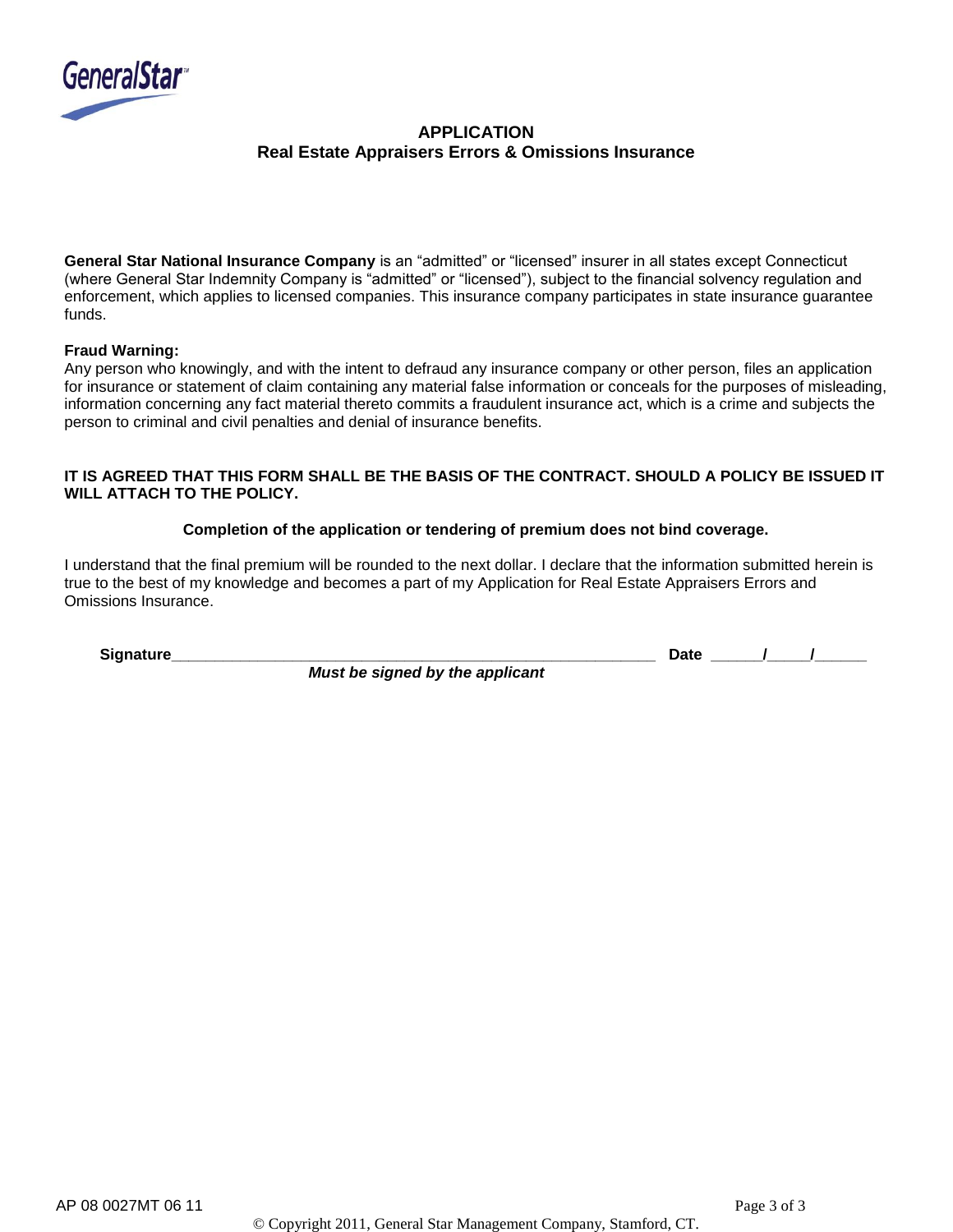GeneralStar

# APPLICATION
## Real Estate Appraisers Errors & Omissions Insurance

**General Star National Insurance Company** is an "admitted" or "licensed" insurer in all states except Connecticut (where General Star Indemnity Company is "admitted" or "licensed"), subject to the financial solvency regulation and enforcement, which applies to licensed companies. This insurance company participates in state insurance guarantee funds.

**Fraud Warning:**
Any person who knowingly, and with the intent to defraud any insurance company or other person, files an application for insurance or statement of claim containing any material false information or conceals for the purposes of misleading, information concerning any fact material thereto commits a fraudulent insurance act, which is a crime and subjects the person to criminal and civil penalties and denial of insurance benefits.

**IT IS AGREED THAT THIS FORM SHALL BE THE BASIS OF THE CONTRACT. SHOULD A POLICY BE ISSUED IT WILL ATTACH TO THE POLICY.**

**Completion of the application or tendering of premium does not bind coverage.**

I understand that the final premium will be rounded to the next dollar. I declare that the information submitted herein is true to the best of my knowledge and becomes a part of my Application for Real Estate Appraisers Errors and Omissions Insurance.

**Signature**___________________________________________________________ **Date** ______/_____/______
***Must be signed by the applicant***

AP 08 0027MT 06 11

© Copyright 2011, General Star Management Company, Stamford, CT.